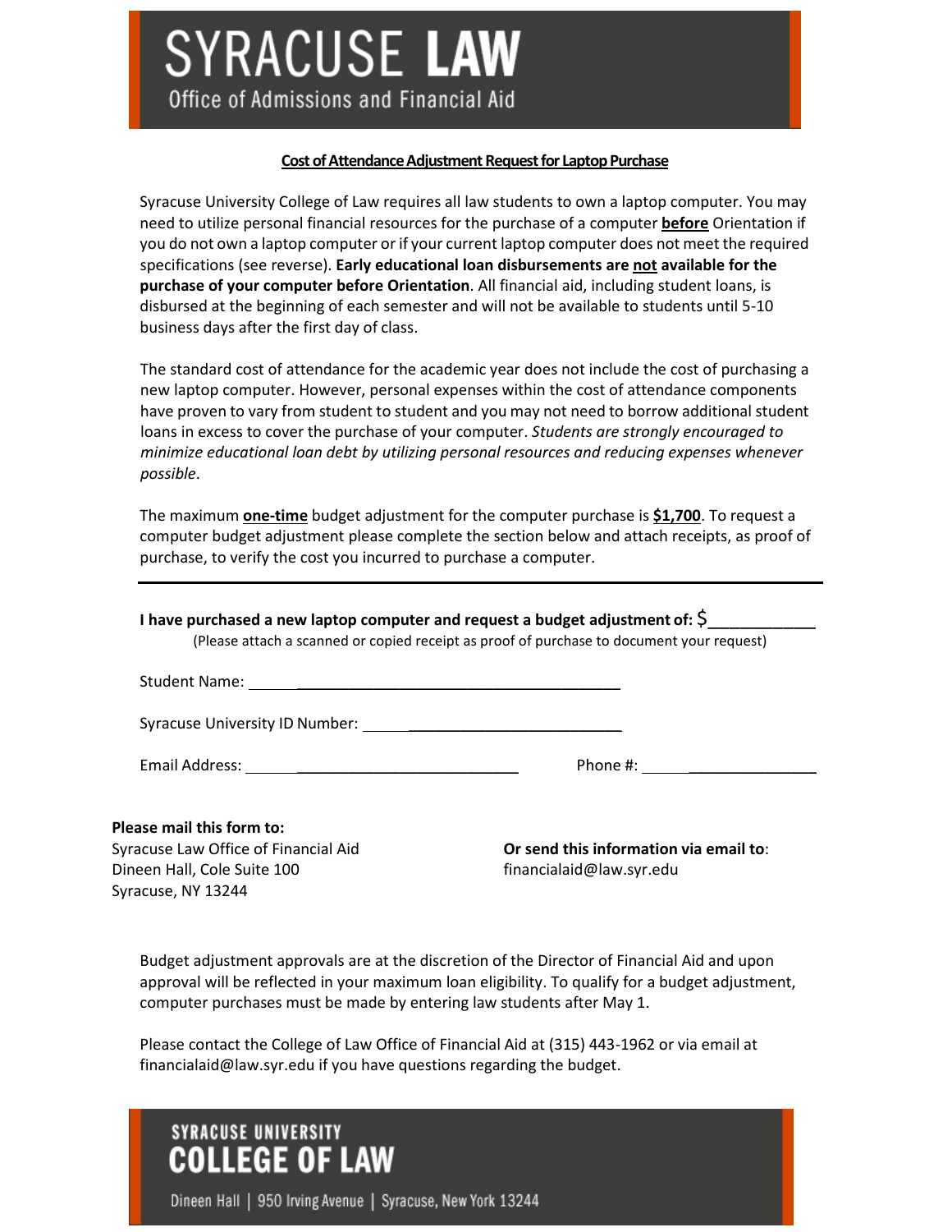# SYRACUSE LAW
Office of Admissions and Financial Aid

## Cost of Attendance Adjustment Request for Laptop Purchase

Syracuse University College of Law requires all law students to own a laptop computer. You may need to utilize personal financial resources for the purchase of a computer **before** Orientation if you do not own a laptop computer or if your current laptop computer does not meet the required specifications (see reverse). **Early educational loan disbursements are not available for the purchase of your computer before Orientation**. All financial aid, including student loans, is disbursed at the beginning of each semester and will not be available to students until 5-10 business days after the first day of class.

The standard cost of attendance for the academic year does not include the cost of purchasing a new laptop computer. However, personal expenses within the cost of attendance components have proven to vary from student to student and you may not need to borrow additional student loans in excess to cover the purchase of your computer. *Students are strongly encouraged to minimize educational loan debt by utilizing personal resources and reducing expenses whenever possible*.

The maximum **one-time** budget adjustment for the computer purchase is **$1,700**. To request a computer budget adjustment please complete the section below and attach receipts, as proof of purchase, to verify the cost you incurred to purchase a computer.

---

**I have purchased a new laptop computer and request a budget adjustment of:** $____________
(Please attach a scanned or copied receipt as proof of purchase to document your request)

Student Name: ____________________________________________

Syracuse University ID Number: ______________________________

Email Address: ________________________________ Phone #: ____________________

**Please mail this form to:**
Syracuse Law Office of Financial Aid
Dineen Hall, Cole Suite 100
Syracuse, NY 13244

**Or send this information via email to**:
financialaid@law.syr.edu

Budget adjustment approvals are at the discretion of the Director of Financial Aid and upon approval will be reflected in your maximum loan eligibility. To qualify for a budget adjustment, computer purchases must be made by entering law students after May 1.

Please contact the College of Law Office of Financial Aid at (315) 443-1962 or via email at financialaid@law.syr.edu if you have questions regarding the budget.

SYRACUSE UNIVERSITY
COLLEGE OF LAW
Dineen Hall | 950 Irving Avenue | Syracuse, New York 13244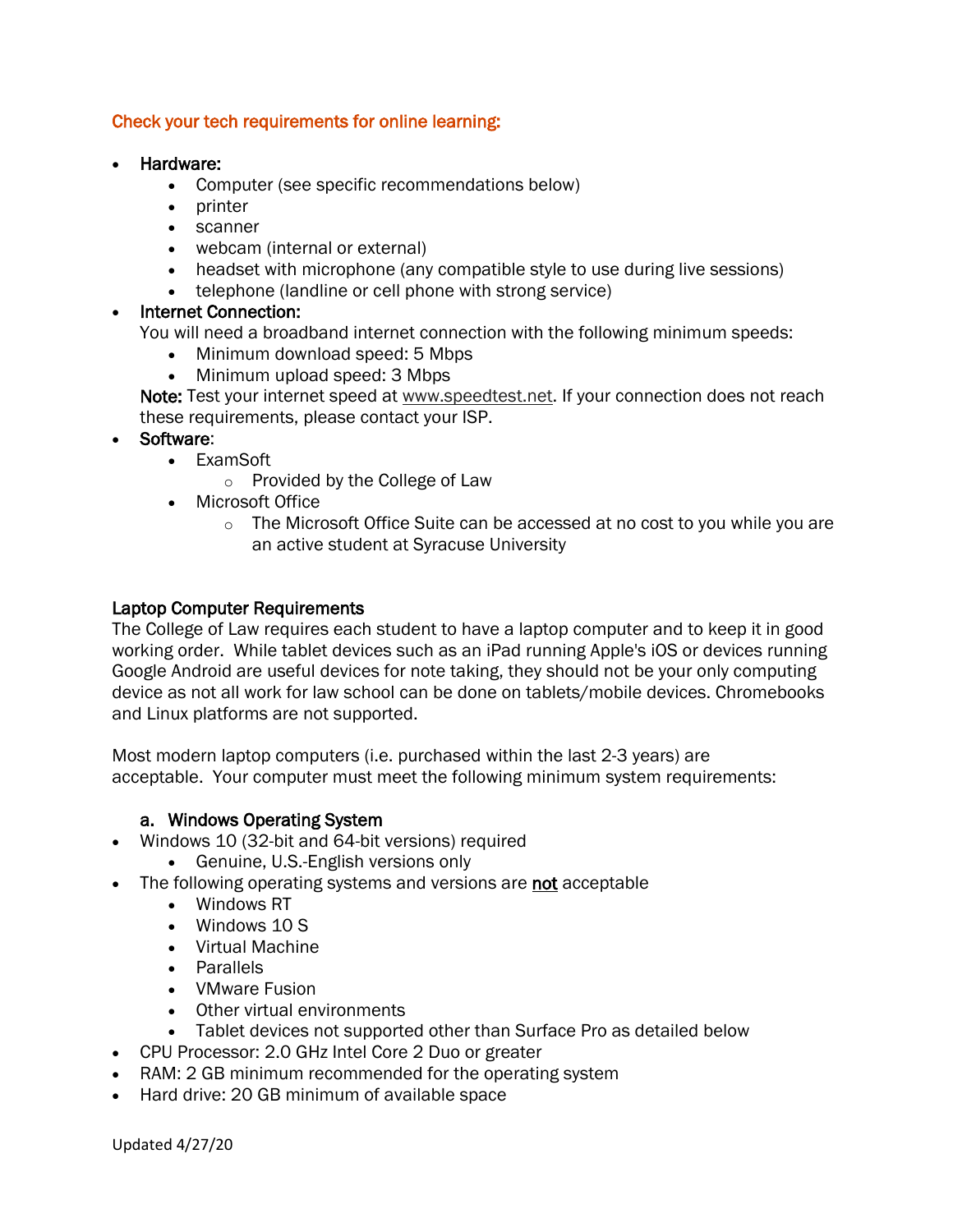### Check your tech requirements for online learning:

- **Hardware:**
  - Computer (see specific recommendations below)
  - printer
  - scanner
  - webcam (internal or external)
  - headset with microphone (any compatible style to use during live sessions)
  - telephone (landline or cell phone with strong service)
- **Internet Connection:**
  You will need a broadband internet connection with the following minimum speeds:
  - Minimum download speed: 5 Mbps
  - Minimum upload speed: 3 Mbps

  **Note:** Test your internet speed at www.speedtest.net. If your connection does not reach these requirements, please contact your ISP.
- **Software**:
  - ExamSoft
    - Provided by the College of Law
  - Microsoft Office
    - The Microsoft Office Suite can be accessed at no cost to you while you are an active student at Syracuse University

### Laptop Computer Requirements

The College of Law requires each student to have a laptop computer and to keep it in good working order. While tablet devices such as an iPad running Apple's iOS or devices running Google Android are useful devices for note taking, they should not be your only computing device as not all work for law school can be done on tablets/mobile devices. Chromebooks and Linux platforms are not supported.

Most modern laptop computers (i.e. purchased within the last 2-3 years) are acceptable. Your computer must meet the following minimum system requirements:

#### a. Windows Operating System

- Windows 10 (32-bit and 64-bit versions) required
  - Genuine, U.S.-English versions only
- The following operating systems and versions are <u>not</u> acceptable
  - Windows RT
  - Windows 10 S
  - Virtual Machine
  - Parallels
  - VMware Fusion
  - Other virtual environments
  - Tablet devices not supported other than Surface Pro as detailed below
- CPU Processor: 2.0 GHz Intel Core 2 Duo or greater
- RAM: 2 GB minimum recommended for the operating system
- Hard drive: 20 GB minimum of available space

Updated 4/27/20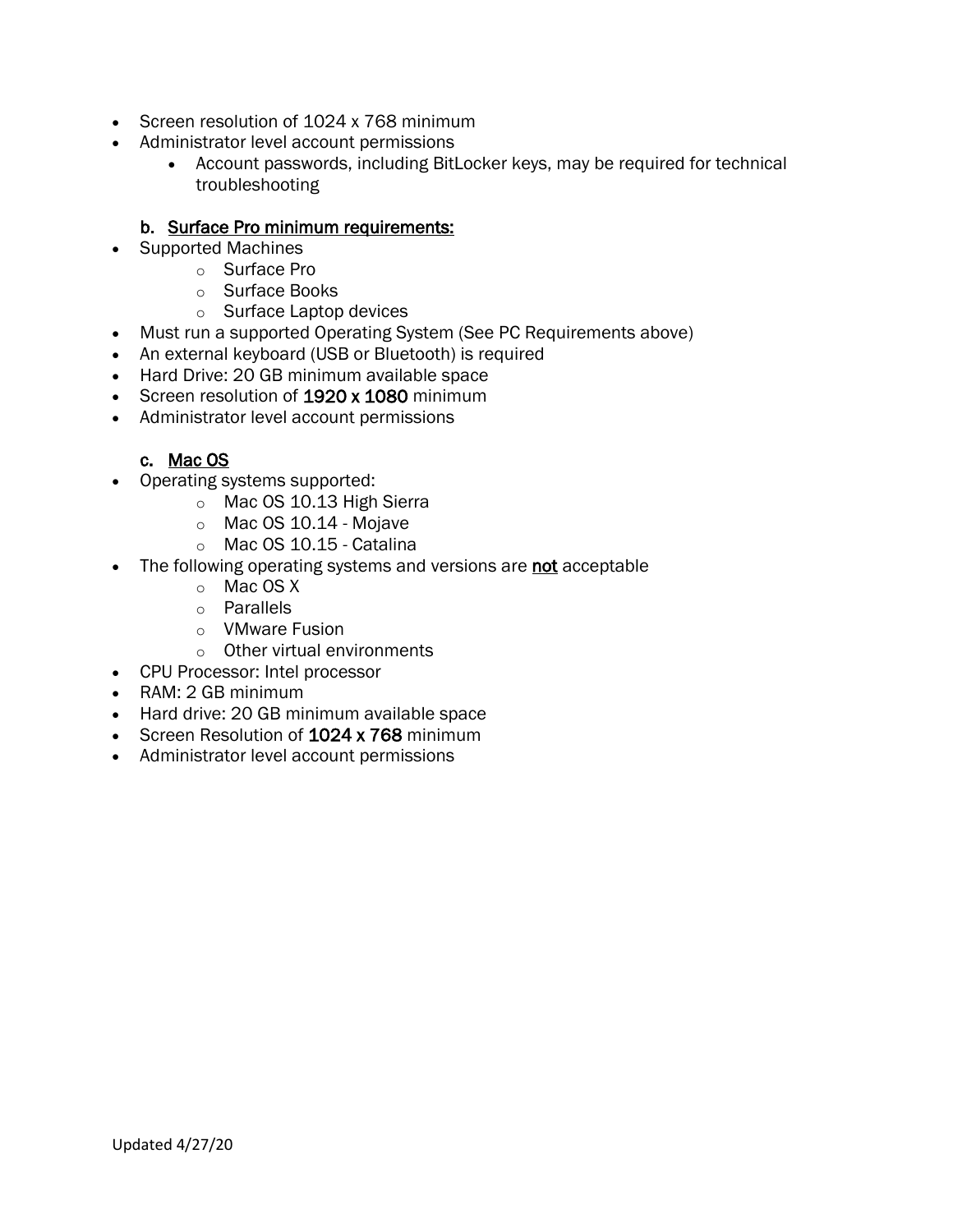- Screen resolution of 1024 x 768 minimum
- Administrator level account permissions
    - Account passwords, including BitLocker keys, may be required for technical troubleshooting

### b. <u>Surface Pro minimum requirements:</u>

- Supported Machines
    - Surface Pro
    - Surface Books
    - Surface Laptop devices
- Must run a supported Operating System (See PC Requirements above)
- An external keyboard (USB or Bluetooth) is required
- Hard Drive: 20 GB minimum available space
- Screen resolution of **1920 x 1080** minimum
- Administrator level account permissions

### c. <u>Mac OS</u>

- Operating systems supported:
    - Mac OS 10.13 High Sierra
    - Mac OS 10.14 - Mojave
    - Mac OS 10.15 - Catalina
- The following operating systems and versions are **<u>not</u>** acceptable
    - Mac OS X
    - Parallels
    - VMware Fusion
    - Other virtual environments
- CPU Processor: Intel processor
- RAM: 2 GB minimum
- Hard drive: 20 GB minimum available space
- Screen Resolution of **1024 x 768** minimum
- Administrator level account permissions

Updated 4/27/20